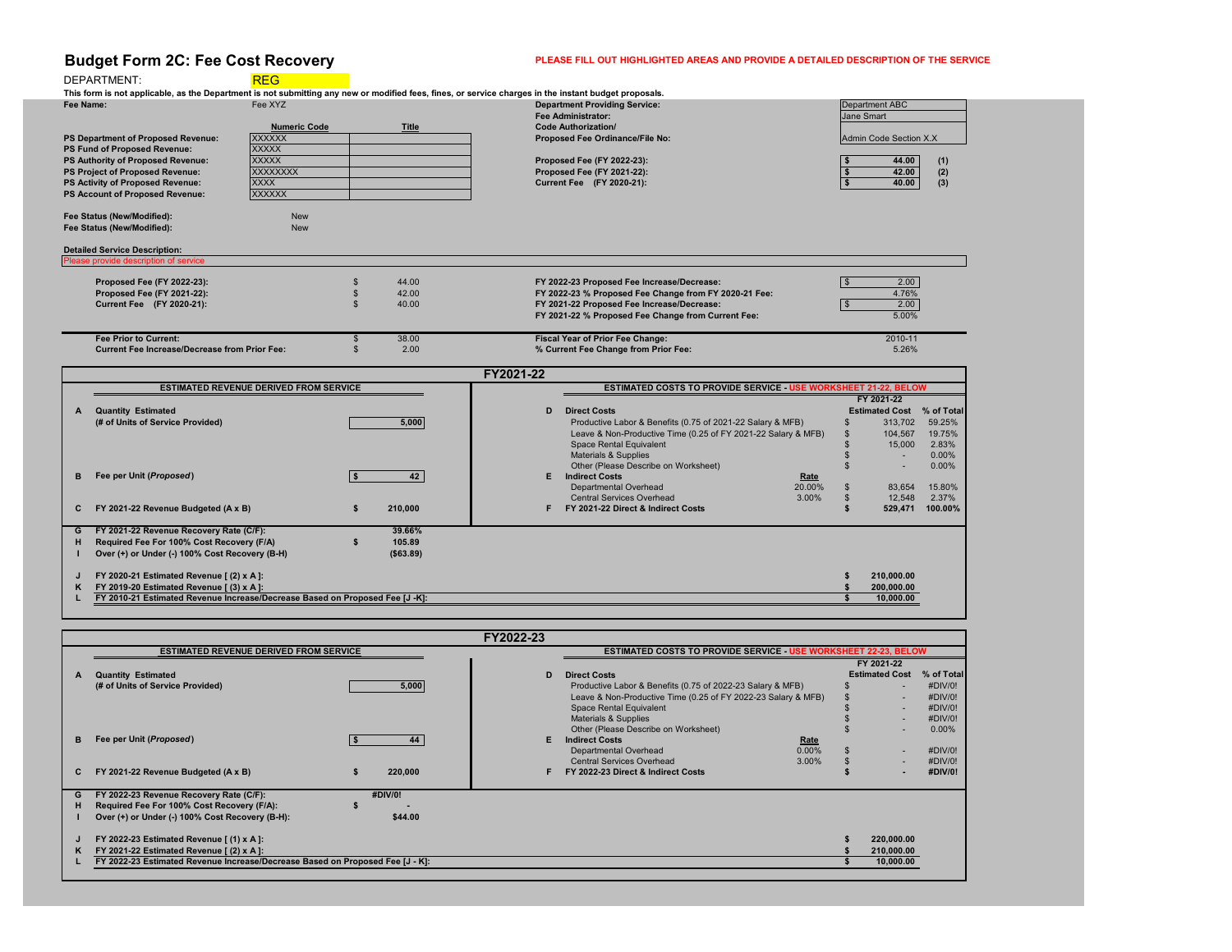# Budget Form 2C: Fee Cost Recovery

**PLEASE FILL OUT HIGHLIGHTED AREAS AND PROVIDE A DETAILED DESCRIPTION OF THE SERVICE**

DEPARTMENT: REG

**This form is not applicable, as the Department is not submitting any new or modified fees, fines, or service charges in the instant budget proposals.**

**Fee Name:** Fee XYZ

| | Numeric Code | Title |
|---|---|---|
| **PS Department of Proposed Revenue:** | XXXXXX | |
| **PS Fund of Proposed Revenue:** | XXXXX | |
| **PS Authority of Proposed Revenue:** | XXXXX | |
| **PS Project of Proposed Revenue:** | XXXXXXXX | |
| **PS Activity of Proposed Revenue:** | XXXX | |
| **PS Account of Proposed Revenue:** | XXXXXX | |

**Department Providing Service:** Department ABC
**Fee Administrator:** Jane Smart
**Code Authorization/ Proposed Fee Ordinance/File No:** Admin Code Section X.X

| | | |
|---|---|---|
| **Proposed Fee (FY 2022-23):** | $ 44.00 | (1) |
| **Proposed Fee (FY 2021-22):** | $ 42.00 | (2) |
| **Current Fee (FY 2020-21):** | $ 40.00 | (3) |

**Fee Status (New/Modified):** New
**Fee Status (New/Modified):** New

**Detailed Service Description:**
Please provide description of service

| | | | |
|---|---|---|---|
| **Proposed Fee (FY 2022-23):** | $ 44.00 | **FY 2022-23 Proposed Fee Increase/Decrease:** | $ 2.00 |
| **Proposed Fee (FY 2021-22):** | $ 42.00 | **FY 2022-23 % Proposed Fee Change from FY 2020-21 Fee:** | 4.76% |
| **Current Fee (FY 2020-21):** | $ 40.00 | **FY 2021-22 Proposed Fee Increase/Decrease:** | $ 2.00 |
| | | **FY 2021-22 % Proposed Fee Change from Current Fee:** | 5.00% |

| | | | |
|---|---|---|---|
| **Fee Prior to Current:** | $ 38.00 | **Fiscal Year of Prior Fee Change:** | 2010-11 |
| **Current Fee Increase/Decrease from Prior Fee:** | $ 2.00 | **% Current Fee Change from Prior Fee:** | 5.26% |

## FY2021-22

**ESTIMATED REVENUE DERIVED FROM SERVICE**

| | | |
|---|---|---|
| **A** | **Quantity Estimated (# of Units of Service Provided)** | 5,000 |
| **B** | **Fee per Unit (*Proposed*)** | $ 42 |
| **C** | **FY 2021-22 Revenue Budgeted (A x B)** | $ 210,000 |

**ESTIMATED COSTS TO PROVIDE SERVICE - USE WORKSHEET 21-22, BELOW**

| | | Rate | FY 2021-22 Estimated Cost | % of Total |
|---|---|---|---|---|
| **D** | **Direct Costs** | | | |
| | Productive Labor & Benefits (0.75 of 2021-22 Salary & MFB) | | $ 313,702 | 59.25% |
| | Leave & Non-Productive Time (0.25 of FY 2021-22 Salary & MFB) | | $ 104,567 | 19.75% |
| | Space Rental Equivalent | | $ 15,000 | 2.83% |
| | Materials & Supplies | | $ - | 0.00% |
| | Other (Please Describe on Worksheet) | | $ - | 0.00% |
| **E** | **Indirect Costs** | | | |
| | Departmental Overhead | 20.00% | $ 83,654 | 15.80% |
| | Central Services Overhead | 3.00% | $ 12,548 | 2.37% |
| **F** | **FY 2021-22 Direct & Indirect Costs** | | $ 529,471 | 100.00% |

| | | |
|---|---|---|
| **G** | **FY 2021-22 Revenue Recovery Rate (C/F):** | 39.66% |
| **H** | **Required Fee For 100% Cost Recovery (F/A)** | $ 105.89 |
| **I** | **Over (+) or Under (-) 100% Cost Recovery (B-H)** | ($63.89) |
| **J** | **FY 2020-21 Estimated Revenue [ (2) x A ]:** | $ 210,000.00 |
| **K** | **FY 2019-20 Estimated Revenue [ (3) x A ]:** | $ 200,000.00 |
| **L** | **FY 2010-21 Estimated Revenue Increase/Decrease Based on Proposed Fee [J -K]:** | $ 10,000.00 |

## FY2022-23

**ESTIMATED REVENUE DERIVED FROM SERVICE**

| | | |
|---|---|---|
| **A** | **Quantity Estimated (# of Units of Service Provided)** | 5,000 |
| **B** | **Fee per Unit (*Proposed*)** | $ 44 |
| **C** | **FY 2021-22 Revenue Budgeted (A x B)** | $ 220,000 |

**ESTIMATED COSTS TO PROVIDE SERVICE - USE WORKSHEET 22-23, BELOW**

| | | Rate | FY 2021-22 Estimated Cost | % of Total |
|---|---|---|---|---|
| **D** | **Direct Costs** | | | |
| | Productive Labor & Benefits (0.75 of 2022-23 Salary & MFB) | | $ - | #DIV/0! |
| | Leave & Non-Productive Time (0.25 of FY 2022-23 Salary & MFB) | | $ - | #DIV/0! |
| | Space Rental Equivalent | | $ - | #DIV/0! |
| | Materials & Supplies | | $ - | #DIV/0! |
| | Other (Please Describe on Worksheet) | | $ - | 0.00% |
| **E** | **Indirect Costs** | | | |
| | Departmental Overhead | 0.00% | $ - | #DIV/0! |
| | Central Services Overhead | 3.00% | $ - | #DIV/0! |
| **F** | **FY 2022-23 Direct & Indirect Costs** | | $ - | #DIV/0! |

| | | |
|---|---|---|
| **G** | **FY 2022-23 Revenue Recovery Rate (C/F):** | #DIV/0! |
| **H** | **Required Fee For 100% Cost Recovery (F/A):** | $ - |
| **I** | **Over (+) or Under (-) 100% Cost Recovery (B-H):** | $44.00 |
| **J** | **FY 2022-23 Estimated Revenue [ (1) x A ]:** | $ 220,000.00 |
| **K** | **FY 2021-22 Estimated Revenue [ (2) x A ]:** | $ 210,000.00 |
| **L** | **FY 2022-23 Estimated Revenue Increase/Decrease Based on Proposed Fee [J - K]:** | $ 10,000.00 |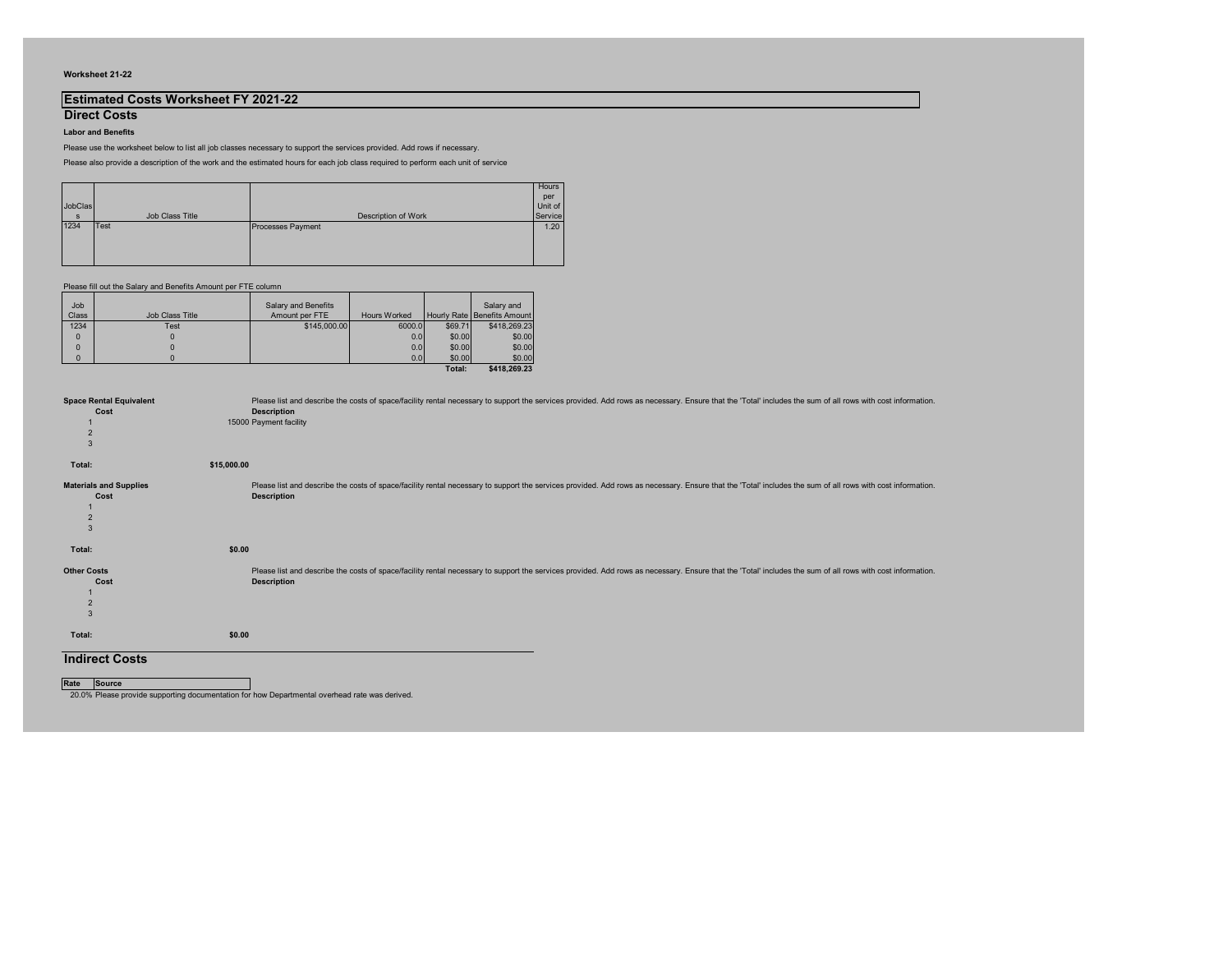Worksheet 21-22

# Estimated Costs Worksheet FY 2021-22

## Direct Costs

**Labor and Benefits**

Please use the worksheet below to list all job classes necessary to support the services provided. Add rows if necessary.

Please also provide a description of the work and the estimated hours for each job class required to perform each unit of service

| JobClass | Job Class Title | Description of Work | Hours per Unit of Service |
|---|---|---|---|
| 1234 | Test | Processes Payment | 1.20 |
| | | | |

Please fill out the Salary and Benefits Amount per FTE column

| Job Class | Job Class Title | Salary and Benefits Amount per FTE | Hours Worked | Hourly Rate | Salary and Benefits Amount |
|---|---|---|---|---|---|
| 1234 | Test | $145,000.00 | 6000.0 | $69.71 | $418,269.23 |
| 0 | 0 | | 0.0 | $0.00 | $0.00 |
| 0 | 0 | | 0.0 | $0.00 | $0.00 |
| 0 | 0 | | 0.0 | $0.00 | $0.00 |
| | | | | **Total:** | **$418,269.23** |

**Space Rental Equivalent**

Please list and describe the costs of space/facility rental necessary to support the services provided. Add rows as necessary. Ensure that the 'Total' includes the sum of all rows with cost information.

| | Cost | Description |
|---|---|---|
| 1 | 15000 | Payment facility |
| 2 | | |
| 3 | | |
| **Total:** | **$15,000.00** | |

**Materials and Supplies**

Please list and describe the costs of space/facility rental necessary to support the services provided. Add rows as necessary. Ensure that the 'Total' includes the sum of all rows with cost information.

| | Cost | Description |
|---|---|---|
| 1 | | |
| 2 | | |
| 3 | | |
| **Total:** | **$0.00** | |

**Other Costs**

Please list and describe the costs of space/facility rental necessary to support the services provided. Add rows as necessary. Ensure that the 'Total' includes the sum of all rows with cost information.

| | Cost | Description |
|---|---|---|
| 1 | | |
| 2 | | |
| 3 | | |
| **Total:** | **$0.00** | |

## Indirect Costs

| Rate | Source |
|---|---|
| 20.0% | Please provide supporting documentation for how Departmental overhead rate was derived. |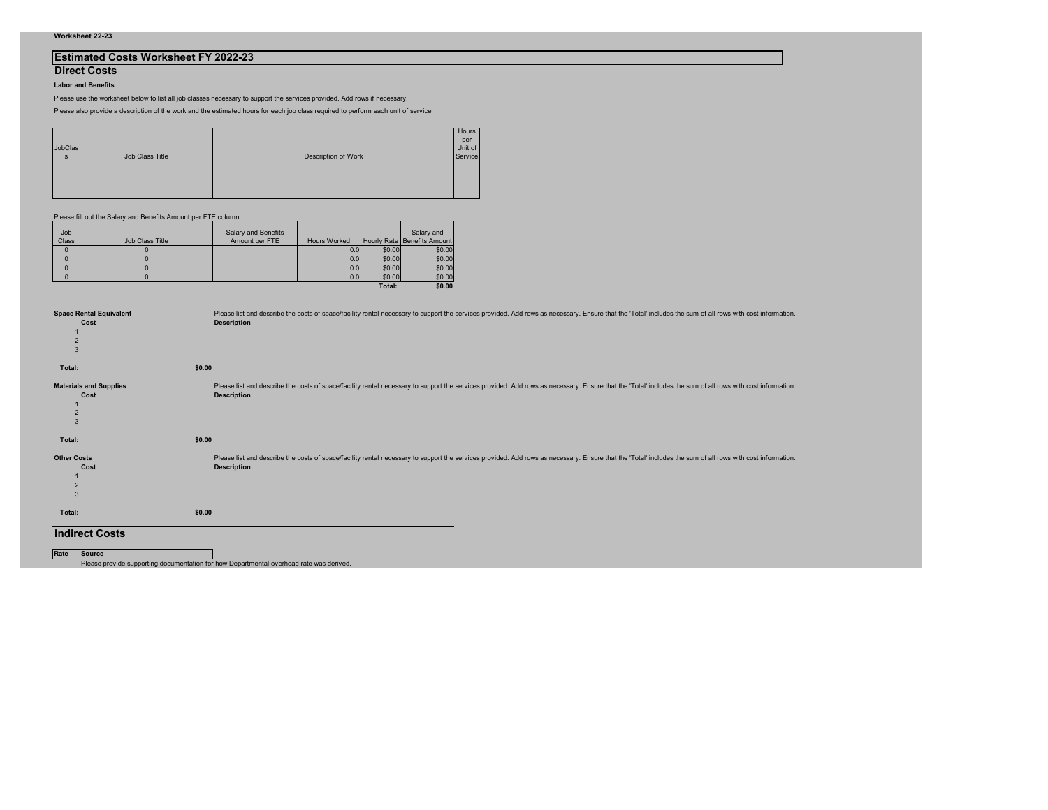Worksheet 22-23

# Estimated Costs Worksheet FY 2022-23

## Direct Costs

**Labor and Benefits**

Please use the worksheet below to list all job classes necessary to support the services provided. Add rows if necessary.

Please also provide a description of the work and the estimated hours for each job class required to perform each unit of service

| JobClass | Job Class Title | Description of Work | Hours per Unit of Service |
|---|---|---|---|
| | | | |

Please fill out the Salary and Benefits Amount per FTE column

| Job Class | Job Class Title | Salary and Benefits Amount per FTE | Hours Worked | Hourly Rate | Salary and Benefits Amount |
|---|---|---|---|---|---|
| 0 | 0 | | 0.0 | $0.00 | $0.00 |
| 0 | 0 | | 0.0 | $0.00 | $0.00 |
| 0 | 0 | | 0.0 | $0.00 | $0.00 |
| 0 | 0 | | 0.0 | $0.00 | $0.00 |
| | | | | **Total:** | **$0.00** |

**Space Rental Equivalent**

Please list and describe the costs of space/facility rental necessary to support the services provided. Add rows as necessary. Ensure that the 'Total' includes the sum of all rows with cost information.

| | **Cost** | **Description** |
|---|---|---|
| 1 | | |
| 2 | | |
| 3 | | |
| **Total:** | **$0.00** | |

**Materials and Supplies**

Please list and describe the costs of space/facility rental necessary to support the services provided. Add rows as necessary. Ensure that the 'Total' includes the sum of all rows with cost information.

| | **Cost** | **Description** |
|---|---|---|
| 1 | | |
| 2 | | |
| 3 | | |
| **Total:** | **$0.00** | |

**Other Costs**

Please list and describe the costs of space/facility rental necessary to support the services provided. Add rows as necessary. Ensure that the 'Total' includes the sum of all rows with cost information.

| | **Cost** | **Description** |
|---|---|---|
| 1 | | |
| 2 | | |
| 3 | | |
| **Total:** | **$0.00** | |

## Indirect Costs

| **Rate** | **Source** |
|---|---|
| | |

Please provide supporting documentation for how Departmental overhead rate was derived.